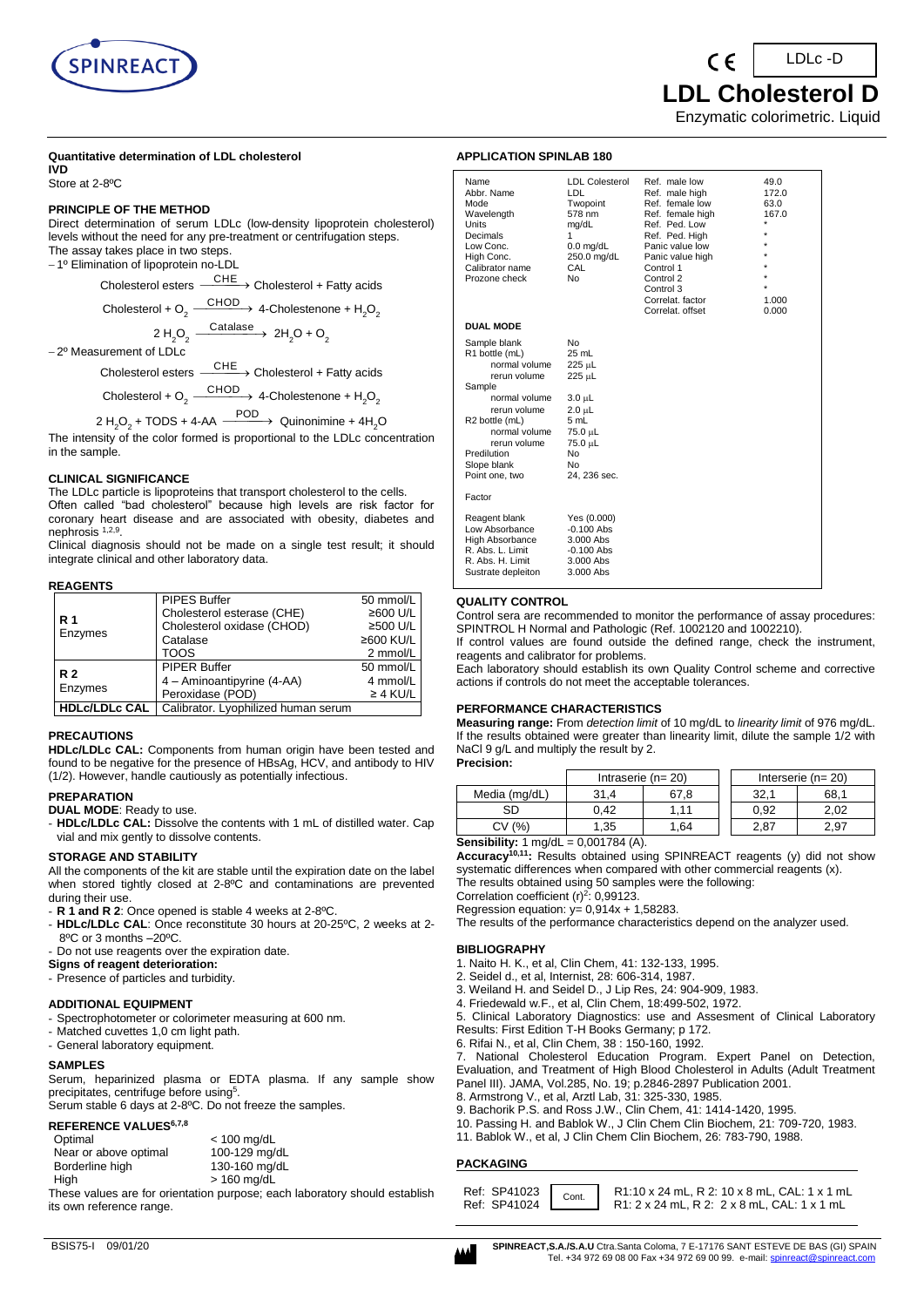# LDL Cholesterol D

LDLc -D

Enzymatic colorimetric. Liquid

**Quantitative determination of LDL cholesterol**
**IVD**
Store at 2-8ºC

## PRINCIPLE OF THE METHOD

Direct determination of serum LDLc (low-density lipoprotein cholesterol) levels without the need for any pre-treatment or centrifugation steps.
The assay takes place in two steps.

– 1º Elimination of lipoprotein no-LDL

$$\text{Cholesterol esters} \xrightarrow{CHE} \text{Cholesterol + Fatty acids}$$

$$\text{Cholesterol} + O_2 \xrightarrow{CHOD} \text{4-Cholestenone} + H_2O_2$$

$$2\,H_2O_2 \xrightarrow{Catalase} 2H_2O + O_2$$

– 2º Measurement of LDLc

$$\text{Cholesterol esters} \xrightarrow{CHE} \text{Cholesterol + Fatty acids}$$

$$\text{Cholesterol} + O_2 \xrightarrow{CHOD} \text{4-Cholestenone} + H_2O_2$$

$$2\,H_2O_2 + \text{TODS} + \text{4-AA} \xrightarrow{POD} \text{Quinonimine} + 4H_2O$$

The intensity of the color formed is proportional to the LDLc concentration in the sample.

## CLINICAL SIGNIFICANCE

The LDLc particle is lipoproteins that transport cholesterol to the cells.
Often called "bad cholesterol" because high levels are risk factor for coronary heart disease and are associated with obesity, diabetes and nephrosis [1,2,9].
Clinical diagnosis should not be made on a single test result; it should integrate clinical and other laboratory data.

## REAGENTS

| | | |
|---|---|---|
| **R 1** Enzymes | PIPES Buffer | 50 mmol/L |
| | Cholesterol esterase (CHE) | ≥600 U/L |
| | Cholesterol oxidase (CHOD) | ≥500 U/L |
| | Catalase | ≥600 KU/L |
| | TOOS | 2 mmol/L |
| **R 2** Enzymes | PIPER Buffer | 50 mmol/L |
| | 4 – Aminoantipyrine (4-AA) | 4 mmol/L |
| | Peroxidase (POD) | ≥ 4 KU/L |
| **HDLc/LDLc CAL** | Calibrator. Lyophilized human serum | |

## PRECAUTIONS

**HDLc/LDLc CAL:** Components from human origin have been tested and found to be negative for the presence of HBsAg, HCV, and antibody to HIV (1/2). However, handle cautiously as potentially infectious.

## PREPARATION

**DUAL MODE**: Ready to use.

- **HDLc/LDLc CAL:** Dissolve the contents with 1 mL of distilled water. Cap vial and mix gently to dissolve contents.

## STORAGE AND STABILITY

All the components of the kit are stable until the expiration date on the label when stored tightly closed at 2-8ºC and contaminations are prevented during their use.

- **R 1 and R 2**: Once opened is stable 4 weeks at 2-8ºC.
- **HDLc/LDLc CAL**: Once reconstitute 30 hours at 20-25ºC, 2 weeks at 2-8ºC or 3 months –20ºC.
- Do not use reagents over the expiration date.

**Signs of reagent deterioration:**

- Presence of particles and turbidity.

## ADDITIONAL EQUIPMENT

- Spectrophotometer or colorimeter measuring at 600 nm.
- Matched cuvettes 1,0 cm light path.
- General laboratory equipment.

## SAMPLES

Serum, heparinized plasma or EDTA plasma. If any sample show precipitates, centrifuge before using[5].
Serum stable 6 days at 2-8ºC. Do not freeze the samples.

## REFERENCE VALUES[6,7,8]

| | |
|---|---|
| Optimal | < 100 mg/dL |
| Near or above optimal | 100-129 mg/dL |
| Borderline high | 130-160 mg/dL |
| High | > 160 mg/dL |

These values are for orientation purpose; each laboratory should establish its own reference range.

## APPLICATION SPINLAB 180

| | | | |
|---|---|---|---|
| Name | LDL Colesterol | Ref. male low | 49.0 |
| Abbr. Name | LDL | Ref. male high | 172.0 |
| Mode | Twopoint | Ref. female low | 63.0 |
| Wavelength | 578 nm | Ref. female high | 167.0 |
| Units | mg/dL | Ref. Ped. Low | * |
| Decimals | 1 | Ref. Ped. High | * |
| Low Conc. | 0.0 mg/dL | Panic value low | * |
| High Conc. | 250.0 mg/dL | Panic value high | * |
| Calibrator name | CAL | Control 1 | * |
| Prozone check | No | Control 2 | * |
| | | Control 3 | * |
| | | Correlat. factor | 1.000 |
| | | Correlat. offset | 0.000 |

**DUAL MODE**

| | |
|---|---|
| Sample blank | No |
| R1 bottle (mL) | 25 mL |
| normal volume | 225 μL |
| rerun volume | 225 μL |
| Sample | |
| normal volume | 3.0 μL |
| rerun volume | 2.0 μL |
| R2 bottle (mL) | 5 mL |
| normal volume | 75.0 μL |
| rerun volume | 75.0 μL |
| Predilution | No |
| Slope blank | No |
| Point one, two | 24, 236 sec. |
| Factor | |
| Reagent blank | Yes (0.000) |
| Low Absorbance | -0.100 Abs |
| High Absorbance | 3.000 Abs |
| R. Abs. L. Limit | -0.100 Abs |
| R. Abs. H. Limit | 3.000 Abs |
| Sustrate depleiton | 3.000 Abs |

## QUALITY CONTROL

Control sera are recommended to monitor the performance of assay procedures: SPINTROL H Normal and Pathologic (Ref. 1002120 and 1002210).
If control values are found outside the defined range, check the instrument, reagents and calibrator for problems.
Each laboratory should establish its own Quality Control scheme and corrective actions if controls do not meet the acceptable tolerances.

## PERFORMANCE CHARACTERISTICS

**Measuring range:** From *detection limit* of 10 mg/dL to *linearity limit* of 976 mg/dL.
If the results obtained were greater than linearity limit, dilute the sample 1/2 with NaCl 9 g/L and multiply the result by 2.

**Precision:**

| | Intraserie (n= 20) | | Interserie (n= 20) | |
|---|---|---|---|---|
| Media (mg/dL) | 31,4 | 67,8 | 32,1 | 68,1 |
| SD | 0,42 | 1,11 | 0,92 | 2,02 |
| CV (%) | 1,35 | 1,64 | 2,87 | 2,97 |

**Sensibility:** 1 mg/dL = 0,001784 (A).

**Accuracy[10,11]:** Results obtained using SPINREACT reagents (y) did not show systematic differences when compared with other commercial reagents (x).
The results obtained using 50 samples were the following:
Correlation coefficient $(r)^2$: 0,99123.
Regression equation: y= 0,914x + 1,58283.
The results of the performance characteristics depend on the analyzer used.

## BIBLIOGRAPHY

1. Naito H. K., et al, Clin Chem, 41: 132-133, 1995.
2. Seidel d., et al, Internist, 28: 606-314, 1987.
3. Weiland H. and Seidel D., J Lip Res, 24: 904-909, 1983.
4. Friedewald w.F., et al, Clin Chem, 18:499-502, 1972.
5. Clinical Laboratory Diagnostics: use and Assesment of Clinical Laboratory Results: First Edition T-H Books Germany; p 172.
6. Rifai N., et al, Clin Chem, 38 : 150-160, 1992.
7. National Cholesterol Education Program. Expert Panel on Detection, Evaluation, and Treatment of High Blood Cholesterol in Adults (Adult Treatment Panel III). JAMA, Vol.285, No. 19; p.2846-2897 Publication 2001.
8. Armstrong V., et al, Arztl Lab, 31: 325-330, 1985.
9. Bachorik P.S. and Ross J.W., Clin Chem, 41: 1414-1420, 1995.
10. Passing H. and Bablok W., J Clin Chem Clin Biochem, 21: 709-720, 1983.
11. Bablok W., et al, J Clin Chem Clin Biochem, 26: 783-790, 1988.

## PACKAGING

| | | |
|---|---|---|
| Ref: SP41023 | Cont. | R1:10 x 24 mL, R 2: 10 x 8 mL, CAL: 1 x 1 mL |
| Ref: SP41024 | | R1: 2 x 24 mL, R 2: 2 x 8 mL, CAL: 1 x 1 mL |

BSIS75-I 09/01/20

**SPINREACT,S.A./S.A.U** Ctra.Santa Coloma, 7 E-17176 SANT ESTEVE DE BAS (GI) SPAIN
Tel. +34 972 69 08 00 Fax +34 972 69 00 99. e-mail: spinreact@spinreact.com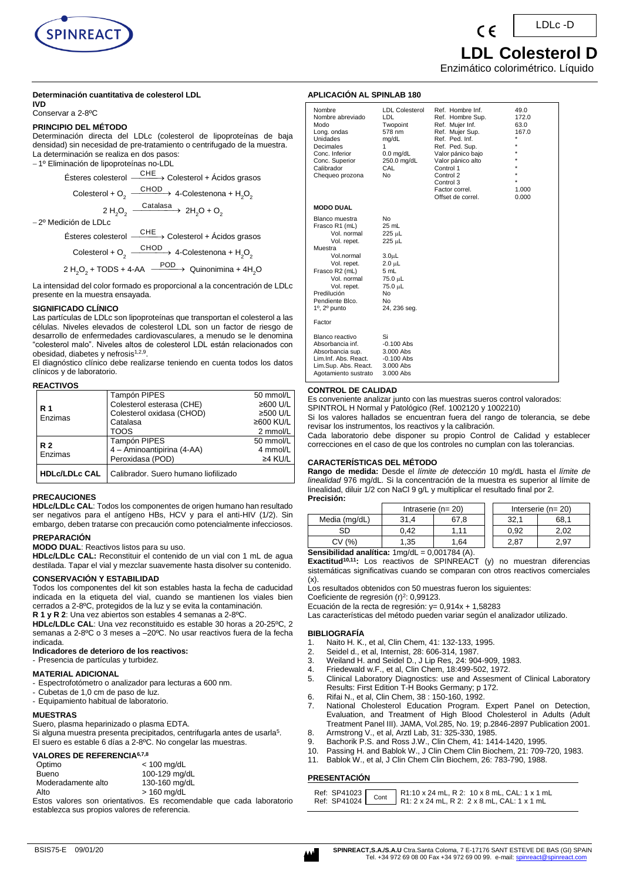LDLc -D

# LDL Colesterol D

Enzimático colorimétrico. Líquido

**Determinación cuantitativa de colesterol LDL**

**IVD**

Conservar a 2-8ºC

### PRINCIPIO DEL MÉTODO

Determinación directa del LDLc (colesterol de lipoproteínas de baja densidad) sin necesidad de pre-tratamiento o centrifugado de la muestra.
La determinación se realiza en dos pasos:

– 1º Eliminación de lipoproteínas no-LDL

$$\text{Ésteres colesterol} \xrightarrow{CHE} \text{Colesterol + Ácidos grasos}$$

$$\text{Colesterol} + O_2 \xrightarrow{CHOD} \text{4-Colestenona} + H_2O_2$$

$$2\,H_2O_2 \xrightarrow{Catalasa} 2H_2O + O_2$$

– 2º Medición de LDLc

$$\text{Ésteres colesterol} \xrightarrow{CHE} \text{Colesterol + Ácidos grasos}$$

$$\text{Colesterol} + O_2 \xrightarrow{CHOD} \text{4-Colestenona} + H_2O_2$$

$$2\,H_2O_2 + \text{TODS} + \text{4-AA} \xrightarrow{POD} \text{Quinonimina} + 4H_2O$$

La intensidad del color formado es proporcional a la concentración de LDLc presente en la muestra ensayada.

### SIGNIFICADO CLÍNICO

Las partículas de LDLc son lipoproteínas que transportan el colesterol a las células. Niveles elevados de colesterol LDL son un factor de riesgo de desarrollo de enfermedades cardiovasculares, a menudo se le denomina "colesterol malo". Niveles altos de colesterol LDL están relacionados con obesidad, diabetes y nefrosis[1,2,9].

El diagnóstico clínico debe realizarse teniendo en cuenta todos los datos clínicos y de laboratorio.

### REACTIVOS

| | | |
|---|---|---|
| **R 1** Enzimas | Tampón PIPES | 50 mmol/L |
| | Colesterol esterasa (CHE) | ≥600 U/L |
| | Colesterol oxidasa (CHOD) | ≥500 U/L |
| | Catalasa | ≥600 KU/L |
| | TOOS | 2 mmol/L |
| **R 2** Enzimas | Tampón PIPES | 50 mmol/L |
| | 4 – Aminoantipirina (4-AA) | 4 mmol/L |
| | Peroxidasa (POD) | ≥4 KU/L |
| **HDLc/LDLc CAL** | Calibrador. Suero humano liofilizado | |

### PRECAUCIONES

**HDLc/LDLc CAL**: Todos los componentes de origen humano han resultado ser negativos para el antígeno HBs, HCV y para el anti-HIV (1/2). Sin embargo, deben tratarse con precaución como potencialmente infecciosos.

### PREPARACIÓN

**MODO DUAL**: Reactivos listos para su uso.

**HDLc/LDLc CAL:** Reconstituir el contenido de un vial con 1 mL de agua destilada. Tapar el vial y mezclar suavemente hasta disolver su contenido.

### CONSERVACIÓN Y ESTABILIDAD

Todos los componentes del kit son estables hasta la fecha de caducidad indicada en la etiqueta del vial, cuando se mantienen los viales bien cerrados a 2-8ºC, protegidos de la luz y se evita la contaminación.

**R 1 y R 2**: Una vez abiertos son estables 4 semanas a 2-8ºC.

**HDLc/LDLc CAL**: Una vez reconstituido es estable 30 horas a 20-25ºC, 2 semanas a 2-8ºC o 3 meses a –20ºC. No usar reactivos fuera de la fecha indicada.

**Indicadores de deterioro de los reactivos:**

- Presencia de partículas y turbidez.

### MATERIAL ADICIONAL

- Espectrofotómetro o analizador para lecturas a 600 nm.
- Cubetas de 1,0 cm de paso de luz.
- Equipamiento habitual de laboratorio.

### MUESTRAS

Suero, plasma heparinizado o plasma EDTA.

Si alguna muestra presenta precipitados, centrifugarla antes de usarla[5].

El suero es estable 6 días a 2-8ºC. No congelar las muestras.

### VALORES DE REFERENCIA[6,7,8]

| | |
|---|---|
| Optimo | < 100 mg/dL |
| Bueno | 100-129 mg/dL |
| Moderadamente alto | 130-160 mg/dL |
| Alto | > 160 mg/dL |

Estos valores son orientativos. Es recomendable que cada laboratorio establezca sus propios valores de referencia.

### APLICACIÓN AL SPINLAB 180

| | | | |
|---|---|---|---|
| Nombre | LDL Colesterol | Ref. Hombre Inf. | 49.0 |
| Nombre abreviado | LDL | Ref. Hombre Sup. | 172.0 |
| Modo | Twopoint | Ref. Mujer Inf. | 63.0 |
| Long. ondas | 578 nm | Ref. Mujer Sup. | 167.0 |
| Unidades | mg/dL | Ref. Ped. Inf. | * |
| Decimales | 1 | Ref. Ped. Sup. | * |
| Conc. Inferior | 0.0 mg/dL | Valor pánico bajo | * |
| Conc. Superior | 250.0 mg/dL | Valor pánico alto | * |
| Calibrador | CAL | Control 1 | * |
| Chequeo prozona | No | Control 2 | * |
| | | Control 3 | * |
| | | Factor correl. | 1.000 |
| | | Offset de correl. | 0.000 |

**MODO DUAL**

| | |
|---|---|
| Blanco muestra | No |
| Frasco R1 (mL) | 25 mL |
| Vol. normal | 225 µL |
| Vol. repet. | 225 µL |
| Muestra | |
| Vol.normal | 3.0µL |
| Vol. repet. | 2.0 µL |
| Frasco R2 (mL) | 5 mL |
| Vol. normal | 75.0 µL |
| Vol. repet. | 75.0 µL |
| Predilución | No |
| Pendiente Blco. | No |
| 1º, 2º punto | 24, 236 seg. |
| Factor | |
| Blanco reactivo | Si |
| Absorbancia inf. | -0.100 Abs |
| Absorbancia sup. | 3.000 Abs |
| Lim.Inf. Abs. React. | -0.100 Abs |
| Lim.Sup. Abs. React. | 3.000 Abs |
| Agotamiento sustrato | 3.000 Abs |

### CONTROL DE CALIDAD

Es conveniente analizar junto con las muestras sueros control valorados:
SPINTROL H Normal y Patológico (Ref. 1002120 y 1002210)

Si los valores hallados se encuentran fuera del rango de tolerancia, se debe revisar los instrumentos, los reactivos y la calibración.

Cada laboratorio debe disponer su propio Control de Calidad y establecer correcciones en el caso de que los controles no cumplan con las tolerancias.

### CARACTERÍSTICAS DEL MÉTODO

**Rango de medida:** Desde el *límite de detección* 10 mg/dL hasta el *límite de linealidad* 976 mg/dL. Si la concentración de la muestra es superior al límite de linealidad, diluir 1/2 con NaCl 9 g/L y multiplicar el resultado final por 2.

**Precisión:**

| | Intraserie (n= 20) | | Interserie (n= 20) | |
|---|---|---|---|---|
| Media (mg/dL) | 31,4 | 67,8 | 32,1 | 68,1 |
| SD | 0,42 | 1,11 | 0,92 | 2,02 |
| CV (%) | 1,35 | 1,64 | 2,87 | 2,97 |

**Sensibilidad analítica:** 1mg/dL = 0,001784 (A).

**Exactitud[10,11]:** Los reactivos de SPINREACT (y) no muestran diferencias sistemáticas significativas cuando se comparan con otros reactivos comerciales (x).

Los resultados obtenidos con 50 muestras fueron los siguientes:

Coeficiente de regresión $(r)^2$: 0,99123.

Ecuación de la recta de regresión: y= 0,914x + 1,58283

Las características del método pueden variar según el analizador utilizado.

### BIBLIOGRAFÍA

1. Naito H. K., et al, Clin Chem, 41: 132-133, 1995.
2. Seidel d., et al, Internist, 28: 606-314, 1987.
3. Weiland H. and Seidel D., J Lip Res, 24: 904-909, 1983.
4. Friedewald w.F., et al, Clin Chem, 18:499-502, 1972.
5. Clinical Laboratory Diagnostics: use and Assesment of Clinical Laboratory Results: First Edition T-H Books Germany; p 172.
6. Rifai N., et al, Clin Chem, 38 : 150-160, 1992.
7. National Cholesterol Education Program. Expert Panel on Detection, Evaluation, and Treatment of High Blood Cholesterol in Adults (Adult Treatment Panel III). JAMA, Vol.285, No. 19; p.2846-2897 Publication 2001.
8. Armstrong V., et al, Arztl Lab, 31: 325-330, 1985.
9. Bachorik P.S. and Ross J.W., Clin Chem, 41: 1414-1420, 1995.
10. Passing H. and Bablok W., J Clin Chem Clin Biochem, 21: 709-720, 1983.
11. Bablok W., et al, J Clin Chem Clin Biochem, 26: 783-790, 1988.

### PRESENTACIÓN

| | | |
|---|---|---|
| Ref: SP41023 | Cont | R1:10 x 24 mL, R 2: 10 x 8 mL, CAL: 1 x 1 mL |
| Ref: SP41024 | | R1: 2 x 24 mL, R 2: 2 x 8 mL, CAL: 1 x 1 mL |

BSIS75-E 09/01/20

**SPINREACT,S.A./S.A.U** Ctra.Santa Coloma, 7 E-17176 SANT ESTEVE DE BAS (GI) SPAIN
Tel. +34 972 69 08 00 Fax +34 972 69 00 99. e-mail: spinreact@spinreact.com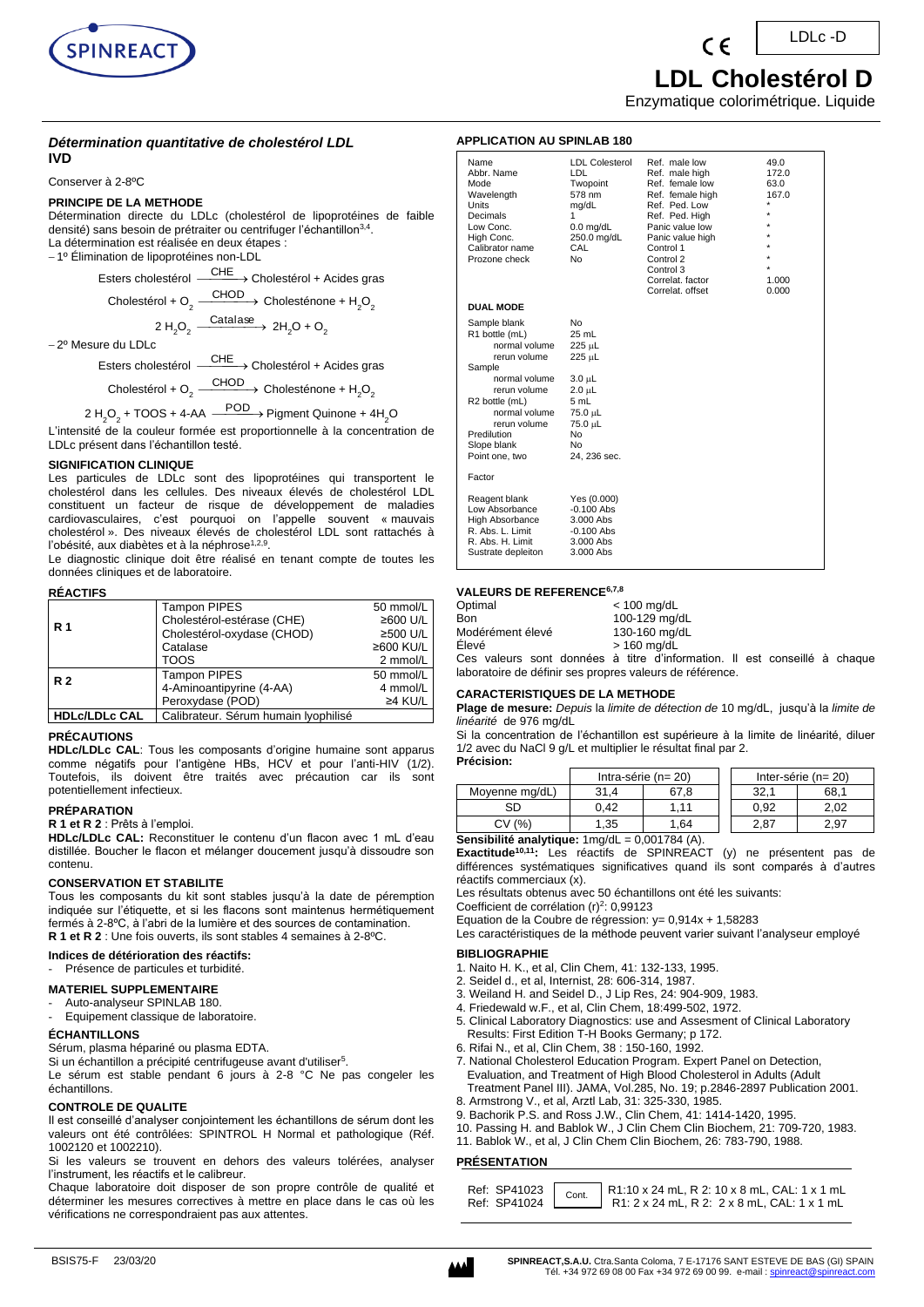LDLc -D

# LDL Cholestérol D

Enzymatique colorimétrique. Liquide

## *Détermination quantitative de cholestérol LDL*

**IVD**

Conserver à 2-8ºC

### PRINCIPE DE LA METHODE

Détermination directe du LDLc (cholestérol de lipoprotéines de faible densité) sans besoin de prétraiter ou centrifuger l'échantillon[3,4].

La détermination est réalisée en deux étapes :

– 1º Élimination de lipoprotéines non-LDL

$$\text{Esters cholestérol} \xrightarrow{CHE} \text{Cholestérol + Acides gras}$$

$$\text{Cholestérol} + O_2 \xrightarrow{CHOD} \text{Cholesténone} + H_2O_2$$

$$2\,H_2O_2 \xrightarrow{Catalase} 2H_2O + O_2$$

– 2º Mesure du LDLc

$$\text{Esters cholestérol} \xrightarrow{CHE} \text{Cholestérol + Acides gras}$$

$$\text{Cholestérol} + O_2 \xrightarrow{CHOD} \text{Cholesténone} + H_2O_2$$

$$2\,H_2O_2 + \text{TOOS} + \text{4-AA} \xrightarrow{POD} \text{Pigment Quinone} + 4H_2O$$

L'intensité de la couleur formée est proportionnelle à la concentration de LDLc présent dans l'échantillon testé.

### SIGNIFICATION CLINIQUE

Les particules de LDLc sont des lipoprotéines qui transportent le cholestérol dans les cellules. Des niveaux élevés de cholestérol LDL constituent un facteur de risque de développement de maladies cardiovasculaires, c'est pourquoi on l'appelle souvent « mauvais cholestérol ». Des niveaux élevés de cholestérol LDL sont rattachés à l'obésité, aux diabètes et à la néphrose[1,2,9].

Le diagnostic clinique doit être réalisé en tenant compte de toutes les données cliniques et de laboratoire.

### RÉACTIFS

| | | |
|---|---|---|
| **R 1** | Tampon PIPES | 50 mmol/L |
| | Cholestérol-estérase (CHE) | ≥600 U/L |
| | Cholestérol-oxydase (CHOD) | ≥500 U/L |
| | Catalase | ≥600 KU/L |
| | TOOS | 2 mmol/L |
| **R 2** | Tampon PIPES | 50 mmol/L |
| | 4-Aminoantipyrine (4-AA) | 4 mmol/L |
| | Peroxydase (POD) | ≥4 KU/L |
| **HDLc/LDLc CAL** | Calibrateur. Sérum humain lyophilisé | |

### PRÉCAUTIONS

**HDLc/LDLc CAL**: Tous les composants d'origine humaine sont apparus comme négatifs pour l'antigène HBs, HCV et pour l'anti-HIV (1/2). Toutefois, ils doivent être traités avec précaution car ils sont potentiellement infectieux.

### PRÉPARATION

**R 1 et R 2** : Prêts à l'emploi.

**HDLc/LDLc CAL:** Reconstituer le contenu d'un flacon avec 1 mL d'eau distillée. Boucher le flacon et mélanger doucement jusqu'à dissoudre son contenu.

### CONSERVATION ET STABILITE

Tous les composants du kit sont stables jusqu'à la date de péremption indiquée sur l'étiquette, et si les flacons sont maintenus hermétiquement fermés à 2-8ºC, à l'abri de la lumière et des sources de contamination.

**R 1 et R 2** : Une fois ouverts, ils sont stables 4 semaines à 2-8ºC.

**Indices de détérioration des réactifs:**

- Présence de particules et turbidité.

### MATERIEL SUPPLEMENTAIRE

- Auto-analyseur SPINLAB 180.
- Equipement classique de laboratoire.

### ÉCHANTILLONS

Sérum, plasma hépariné ou plasma EDTA.

Si un échantillon a précipité centrifugeuse avant d'utiliser[5].

Le sérum est stable pendant 6 jours à 2-8 °C Ne pas congeler les échantillons.

### CONTROLE DE QUALITE

Il est conseillé d'analyser conjointement les échantillons de sérum dont les valeurs ont été contrôlées: SPINTROL H Normal et pathologique (Réf. 1002120 et 1002210).

Si les valeurs se trouvent en dehors des valeurs tolérées, analyser l'instrument, les réactifs et le calibreur.

Chaque laboratoire doit disposer de son propre contrôle de qualité et déterminer les mesures correctives à mettre en place dans le cas où les vérifications ne correspondraient pas aux attentes.

### APPLICATION AU SPINLAB 180

| | | | |
|---|---|---|---|
| Name | LDL Colesterol | Ref. male low | 49.0 |
| Abbr. Name | LDL | Ref. male high | 172.0 |
| Mode | Twopoint | Ref. female low | 63.0 |
| Wavelength | 578 nm | Ref. female high | 167.0 |
| Units | mg/dL | Ref. Ped. Low | * |
| Decimals | 1 | Ref. Ped. High | * |
| Low Conc. | 0.0 mg/dL | Panic value low | * |
| High Conc. | 250.0 mg/dL | Panic value high | * |
| Calibrator name | CAL | Control 1 | * |
| Prozone check | No | Control 2 | * |
| | | Control 3 | * |
| | | Correlat. factor | 1.000 |
| | | Correlat. offset | 0.000 |

**DUAL MODE**

| | |
|---|---|
| Sample blank | No |
| R1 bottle (mL) | 25 mL |
| normal volume | 225 µL |
| rerun volume | 225 µL |
| Sample | |
| normal volume | 3.0 µL |
| rerun volume | 2.0 µL |
| R2 bottle (mL) | 5 mL |
| normal volume | 75.0 µL |
| rerun volume | 75.0 µL |
| Predilution | No |
| Slope blank | No |
| Point one, two | 24, 236 sec. |
| Factor | |
| Reagent blank | Yes (0.000) |
| Low Absorbance | -0.100 Abs |
| High Absorbance | 3.000 Abs |
| R. Abs. L. Limit | -0.100 Abs |
| R. Abs. H. Limit | 3.000 Abs |
| Sustrate depleiton | 3.000 Abs |

### VALEURS DE REFERENCE[6,7,8]

| | |
|---|---|
| Optimal | < 100 mg/dL |
| Bon | 100-129 mg/dL |
| Modérément élevé | 130-160 mg/dL |
| Élevé | > 160 mg/dL |

Ces valeurs sont données à titre d'information. Il est conseillé à chaque laboratoire de définir ses propres valeurs de référence.

### CARACTERISTIQUES DE LA METHODE

**Plage de mesure:** *Depuis* la *limite de détection de* 10 mg/dL, jusqu'à la *limite de linéarité* de 976 mg/dL

Si la concentration de l'échantillon est supérieure à la limite de linéarité, diluer 1/2 avec du NaCl 9 g/L et multiplier le résultat final par 2.

**Précision:**

| | Intra-série (n= 20) | | Inter-série (n= 20) | |
|---|---|---|---|---|
| Moyenne mg/dL) | 31,4 | 67,8 | 32,1 | 68,1 |
| SD | 0,42 | 1,11 | 0,92 | 2,02 |
| CV (%) | 1,35 | 1,64 | 2,87 | 2,97 |

**Sensibilité analytique:** 1mg/dL = 0,001784 (A).

**Exactitude[10,11]:** Les réactifs de SPINREACT (y) ne présentent pas de différences systématiques significatives quand ils sont comparés à d'autres réactifs commerciaux (x).

Les résultats obtenus avec 50 échantillons ont été les suivants:

Coefficient de corrélation $(r)^2$: 0,99123

Equation de la Coubre de régression: y= 0,914x + 1,58283

Les caractéristiques de la méthode peuvent varier suivant l'analyseur employé

### BIBLIOGRAPHIE

1. Naito H. K., et al, Clin Chem, 41: 132-133, 1995.
2. Seidel d., et al, Internist, 28: 606-314, 1987.
3. Weiland H. and Seidel D., J Lip Res, 24: 904-909, 1983.
4. Friedewald w.F., et al, Clin Chem, 18:499-502, 1972.
5. Clinical Laboratory Diagnostics: use and Assesment of Clinical Laboratory Results: First Edition T-H Books Germany; p 172.
6. Rifai N., et al, Clin Chem, 38 : 150-160, 1992.
7. National Cholesterol Education Program. Expert Panel on Detection, Evaluation, and Treatment of High Blood Cholesterol in Adults (Adult Treatment Panel III). JAMA, Vol.285, No. 19; p.2846-2897 Publication 2001.
8. Armstrong V., et al, Arztl Lab, 31: 325-330, 1985.
9. Bachorik P.S. and Ross J.W., Clin Chem, 41: 1414-1420, 1995.
10. Passing H. and Bablok W., J Clin Chem Clin Biochem, 21: 709-720, 1983.
11. Bablok W., et al, J Clin Chem Clin Biochem, 26: 783-790, 1988.

### PRÉSENTATION

| | | |
|---|---|---|
| Ref: SP41023 | Cont. | R1:10 x 24 mL, R 2: 10 x 8 mL, CAL: 1 x 1 mL |
| Ref: SP41024 | | R1: 2 x 24 mL, R 2: 2 x 8 mL, CAL: 1 x 1 mL |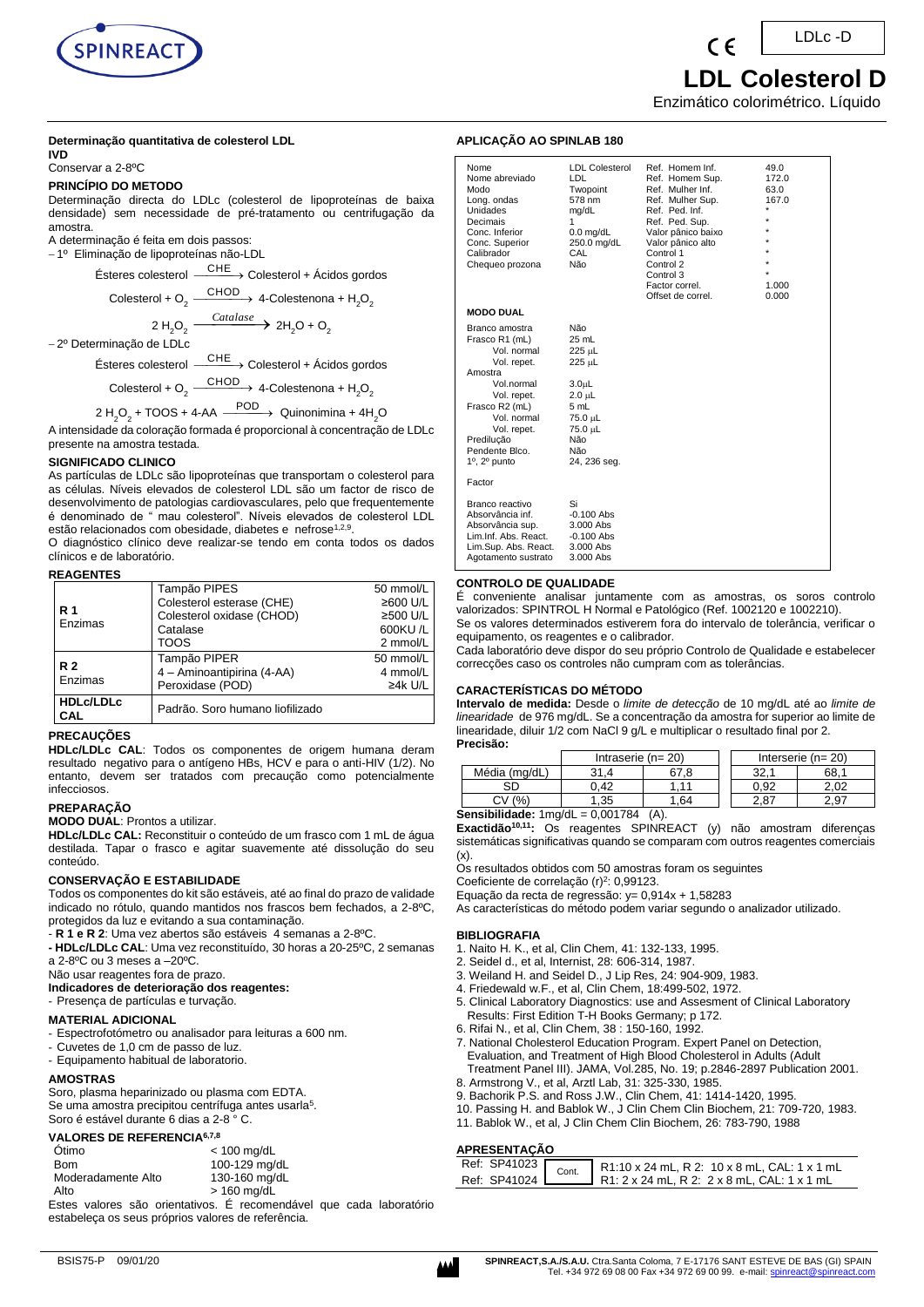SPINREAD

LDLc -D

# LDL Colesterol D

Enzimático colorimétrico. Líquido

**Determinação quantitativa de colesterol LDL**

**IVD**

Conservar a 2-8ºC

## PRINCÍPIO DO METODO

Determinação directa do LDLc (colesterol de lipoproteínas de baixa densidade) sem necessidade de pré-tratamento ou centrifugação da amostra.

A determinação é feita em dois passos:

– 1º Eliminação de lipoproteínas não-LDL

$$\text{Ésteres colesterol} \xrightarrow{CHE} \text{Colesterol + Ácidos gordos}$$

$$\text{Colesterol} + O_2 \xrightarrow{CHOD} \text{4-Colestenona} + H_2O_2$$

$$2\,H_2O_2 \xrightarrow{Catalase} 2H_2O + O_2$$

– 2º Determinação de LDLc

$$\text{Ésteres colesterol} \xrightarrow{CHE} \text{Colesterol + Ácidos gordos}$$

$$\text{Colesterol} + O_2 \xrightarrow{CHOD} \text{4-Colestenona} + H_2O_2$$

$$2\,H_2O_2 + \text{TOOS} + \text{4-AA} \xrightarrow{POD} \text{Quinonimina} + 4H_2O$$

A intensidade da coloração formada é proporcional à concentração de LDLc presente na amostra testada.

## SIGNIFICADO CLINICO

As partículas de LDLc são lipoproteínas que transportam o colesterol para as células. Níveis elevados de colesterol LDL são um factor de risco de desenvolvimento de patologias cardiovasculares, pelo que frequentemente é denominado de " mau colesterol". Níveis elevados de colesterol LDL estão relacionados com obesidade, diabetes e nefrose[1,2,9].

O diagnóstico clínico deve realizar-se tendo em conta todos os dados clínicos e de laboratório.

## REAGENTES

| | | |
|---|---|---|
| **R 1** Enzimas | Tampão PIPES | 50 mmol/L |
| | Colesterol esterase (CHE) | ≥600 U/L |
| | Colesterol oxidase (CHOD) | ≥500 U/L |
| | Catalase | 600KU /L |
| | TOOS | 2 mmol/L |
| **R 2** Enzimas | Tampão PIPER | 50 mmol/L |
| | 4 – Aminoantipirina (4-AA) | 4 mmol/L |
| | Peroxidase (POD) | ≥4k U/L |
| **HDLc/LDLc CAL** | Padrão. Soro humano liofilizado | |

## PRECAUÇÕES

**HDLc/LDLc CAL**: Todos os componentes de origem humana deram resultado negativo para o antígeno HBs, HCV e para o anti-HIV (1/2). No entanto, devem ser tratados com precaução como potencialmente infecciosos.

## PREPARAÇÃO

**MODO DUAL**: Prontos a utilizar.

**HDLc/LDLc CAL:** Reconstituir o conteúdo de um frasco com 1 mL de água destilada. Tapar o frasco e agitar suavemente até dissolução do seu conteúdo.

## CONSERVAÇÃO E ESTABILIDADE

Todos os componentes do kit são estáveis, até ao final do prazo de validade indicado no rótulo, quando mantidos nos frascos bem fechados, a 2-8ºC, protegidos da luz e evitando a sua contaminação.

- **R 1 e R 2**: Uma vez abertos são estáveis 4 semanas a 2-8ºC.

- **HDLc/LDLc CAL**: Uma vez reconstituído, 30 horas a 20-25ºC, 2 semanas a 2-8ºC ou 3 meses a –20ºC.

Não usar reagentes fora de prazo.

**Indicadores de deterioração dos reagentes:**

- Presença de partículas e turvação.

## MATERIAL ADICIONAL

- Espectrofotómetro ou analisador para leituras a 600 nm.
- Cuvetes de 1,0 cm de passo de luz.
- Equipamento habitual de laboratorio.

## AMOSTRAS

Soro, plasma heparinizado ou plasma com EDTA.

Se uma amostra precipitou centrífuga antes usarla[5].

Soro é estável durante 6 dias a 2-8 ° C.

## VALORES DE REFERENCIA[6,7,8]

| | |
|---|---|
| Ótimo | < 100 mg/dL |
| Bom | 100-129 mg/dL |
| Moderadamente Alto | 130-160 mg/dL |
| Alto | > 160 mg/dL |

Estes valores são orientativos. É recomendável que cada laboratório estabeleça os seus próprios valores de referência.

## APLICAÇÃO AO SPINLAB 180

| | | | |
|---|---|---|---|
| Nome | LDL Colesterol | Ref. Homem Inf. | 49.0 |
| Nome abreviado | LDL | Ref. Homem Sup. | 172.0 |
| Modo | Twopoint | Ref. Mulher Inf. | 63.0 |
| Long. ondas | 578 nm | Ref. Mulher Sup. | 167.0 |
| Unidades | mg/dL | Ref. Ped. Inf. | * |
| Decimais | 1 | Ref. Ped. Sup. | * |
| Conc. Inferior | 0.0 mg/dL | Valor pânico baixo | * |
| Conc. Superior | 250.0 mg/dL | Valor pânico alto | * |
| Calibrador | CAL | Control 1 | * |
| Chequeo prozona | Não | Control 2 | * |
| | | Control 3 | * |
| | | Factor correl. | 1.000 |
| | | Offset de correl. | 0.000 |

**MODO DUAL**

| | |
|---|---|
| Branco amostra | Não |
| Frasco R1 (mL) | 25 mL |
| Vol. normal | 225 µL |
| Vol. repet. | 225 µL |
| Amostra | |
| Vol.normal | 3.0µL |
| Vol. repet. | 2.0 µL |
| Frasco R2 (mL) | 5 mL |
| Vol. normal | 75.0 µL |
| Vol. repet. | 75.0 µL |
| Prediluição | Não |
| Pendente Blco. | Não |
| 1º, 2º punto | 24, 236 seg. |
| Factor | |
| Branco reactivo | Si |
| Absorvância inf. | -0.100 Abs |
| Absorvância sup. | 3.000 Abs |
| Lim.Inf. Abs. React. | -0.100 Abs |
| Lim.Sup. Abs. React. | 3.000 Abs |
| Agotamento substrato | 3.000 Abs |

## CONTROLO DE QUALIDADE

É conveniente analisar juntamente com as amostras, os soros controlo valorizados: SPINTROL H Normal e Patológico (Ref. 1002120 e 1002210).

Se os valores determinados estiverem fora do intervalo de tolerância, verificar o equipamento, os reagentes e o calibrador.

Cada laboratório deve dispor do seu próprio Controlo de Qualidade e estabelecer correcções caso os controles não cumpram com as tolerâncias.

## CARACTERÍSTICAS DO MÉTODO

**Intervalo de medida:** Desde o *limite de detecção* de 10 mg/dL até ao *limite de linearidade* de 976 mg/dL. Se a concentração da amostra for superior ao limite de linearidade, diluir 1/2 com NaCl 9 g/L e multiplicar o resultado final por 2.

**Precisão:**

| | Intraserie (n= 20) | | Interserie (n= 20) | |
|---|---|---|---|---|
| Média (mg/dL) | 31,4 | 67,8 | 32,1 | 68,1 |
| SD | 0,42 | 1,11 | 0,92 | 2,02 |
| CV (%) | 1,35 | 1,64 | 2,87 | 2,97 |

**Sensibilidade:** 1mg/dL = 0,001784 (A).

**Exactidão[10,11]:** Os reagentes SPINREACT (y) não mostram diferenças sistemáticas significativas quando se comparam com outros reagentes comerciais (x).

Os resultados obtidos com 50 amostras foram os seguintes

Coeficiente de correlação $(r)^2$: 0,99123.

Equação da recta de regressão: y= 0,914x + 1,58283

As características do método podem variar segundo o analizador utilizado.

## BIBLIOGRAFIA

1. Naito H. K., et al, Clin Chem, 41: 132-133, 1995.
2. Seidel d., et al, Internist, 28: 606-314, 1987.
3. Weiland H. and Seidel D., J Lip Res, 24: 904-909, 1983.
4. Friedewald w.F., et al, Clin Chem, 18:499-502, 1972.
5. Clinical Laboratory Diagnostics: use and Assesment of Clinical Laboratory Results: First Edition T-H Books Germany; p 172.
6. Rifai N., et al, Clin Chem, 38 : 150-160, 1992.
7. National Cholesterol Education Program. Expert Panel on Detection, Evaluation, and Treatment of High Blood Cholesterol in Adults (Adult Treatment Panel III). JAMA, Vol.285, No. 19; p.2846-2897 Publication 2001.
8. Armstrong V., et al, Arztl Lab, 31: 325-330, 1985.
9. Bachorik P.S. and Ross J.W., Clin Chem, 41: 1414-1420, 1995.
10. Passing H. and Bablok W., J Clin Chem Clin Biochem, 21: 709-720, 1983.
11. Bablok W., et al, J Clin Chem Clin Biochem, 26: 783-790, 1988

## APRESENTAÇÃO

| | | |
|---|---|---|
| Ref: SP41023 | Cont. | R1:10 x 24 mL, R 2: 10 x 8 mL, CAL: 1 x 1 mL |
| Ref: SP41024 | | R1: 2 x 24 mL, R 2: 2 x 8 mL, CAL: 1 x 1 mL |

BSIS75-P 09/01/20

**SPINREACT,S.A./S.A.U.** Ctra.Santa Coloma, 7 E-17176 SANT ESTEVE DE BAS (GI) SPAIN
Tel. +34 972 69 08 00 Fax +34 972 69 00 99. e-mail: spinreact@spinreact.com